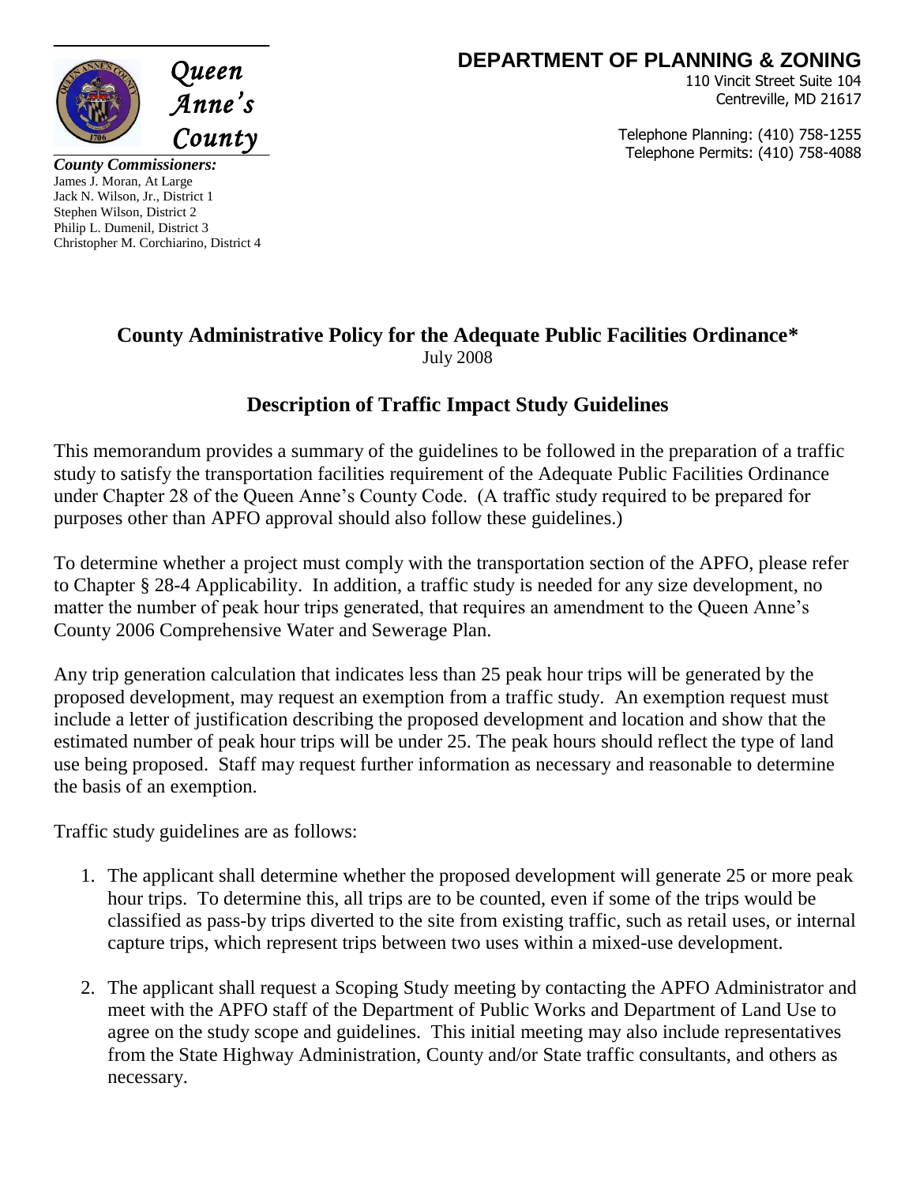Queen Anne's County

# DEPARTMENT OF PLANNING & ZONING

110 Vincit Street Suite 104
Centreville, MD 21617

Telephone Planning: (410) 758-1255
Telephone Permits: (410) 758-4088

***County Commissioners:***
James J. Moran, At Large
Jack N. Wilson, Jr., District 1
Stephen Wilson, District 2
Philip L. Dumenil, District 3
Christopher M. Corchiarino, District 4

## County Administrative Policy for the Adequate Public Facilities Ordinance*

July 2008

## Description of Traffic Impact Study Guidelines

This memorandum provides a summary of the guidelines to be followed in the preparation of a traffic study to satisfy the transportation facilities requirement of the Adequate Public Facilities Ordinance under Chapter 28 of the Queen Anne's County Code. (A traffic study required to be prepared for purposes other than APFO approval should also follow these guidelines.)

To determine whether a project must comply with the transportation section of the APFO, please refer to Chapter § 28-4 Applicability. In addition, a traffic study is needed for any size development, no matter the number of peak hour trips generated, that requires an amendment to the Queen Anne's County 2006 Comprehensive Water and Sewerage Plan.

Any trip generation calculation that indicates less than 25 peak hour trips will be generated by the proposed development, may request an exemption from a traffic study. An exemption request must include a letter of justification describing the proposed development and location and show that the estimated number of peak hour trips will be under 25. The peak hours should reflect the type of land use being proposed. Staff may request further information as necessary and reasonable to determine the basis of an exemption.

Traffic study guidelines are as follows:

1. The applicant shall determine whether the proposed development will generate 25 or more peak hour trips. To determine this, all trips are to be counted, even if some of the trips would be classified as pass-by trips diverted to the site from existing traffic, such as retail uses, or internal capture trips, which represent trips between two uses within a mixed-use development.
2. The applicant shall request a Scoping Study meeting by contacting the APFO Administrator and meet with the APFO staff of the Department of Public Works and Department of Land Use to agree on the study scope and guidelines. This initial meeting may also include representatives from the State Highway Administration, County and/or State traffic consultants, and others as necessary.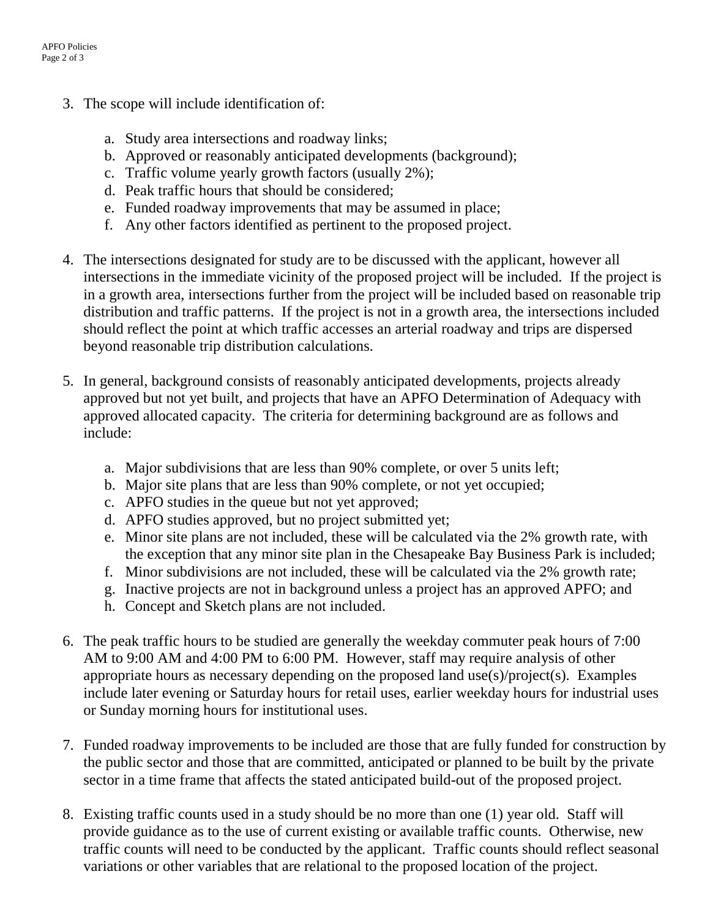3. The scope will include identification of:

    a. Study area intersections and roadway links;
    b. Approved or reasonably anticipated developments (background);
    c. Traffic volume yearly growth factors (usually 2%);
    d. Peak traffic hours that should be considered;
    e. Funded roadway improvements that may be assumed in place;
    f. Any other factors identified as pertinent to the proposed project.

4. The intersections designated for study are to be discussed with the applicant, however all intersections in the immediate vicinity of the proposed project will be included. If the project is in a growth area, intersections further from the project will be included based on reasonable trip distribution and traffic patterns. If the project is not in a growth area, the intersections included should reflect the point at which traffic accesses an arterial roadway and trips are dispersed beyond reasonable trip distribution calculations.

5. In general, background consists of reasonably anticipated developments, projects already approved but not yet built, and projects that have an APFO Determination of Adequacy with approved allocated capacity. The criteria for determining background are as follows and include:

    a. Major subdivisions that are less than 90% complete, or over 5 units left;
    b. Major site plans that are less than 90% complete, or not yet occupied;
    c. APFO studies in the queue but not yet approved;
    d. APFO studies approved, but no project submitted yet;
    e. Minor site plans are not included, these will be calculated via the 2% growth rate, with the exception that any minor site plan in the Chesapeake Bay Business Park is included;
    f. Minor subdivisions are not included, these will be calculated via the 2% growth rate;
    g. Inactive projects are not in background unless a project has an approved APFO; and
    h. Concept and Sketch plans are not included.

6. The peak traffic hours to be studied are generally the weekday commuter peak hours of 7:00 AM to 9:00 AM and 4:00 PM to 6:00 PM. However, staff may require analysis of other appropriate hours as necessary depending on the proposed land use(s)/project(s). Examples include later evening or Saturday hours for retail uses, earlier weekday hours for industrial uses or Sunday morning hours for institutional uses.

7. Funded roadway improvements to be included are those that are fully funded for construction by the public sector and those that are committed, anticipated or planned to be built by the private sector in a time frame that affects the stated anticipated build-out of the proposed project.

8. Existing traffic counts used in a study should be no more than one (1) year old. Staff will provide guidance as to the use of current existing or available traffic counts. Otherwise, new traffic counts will need to be conducted by the applicant. Traffic counts should reflect seasonal variations or other variables that are relational to the proposed location of the project.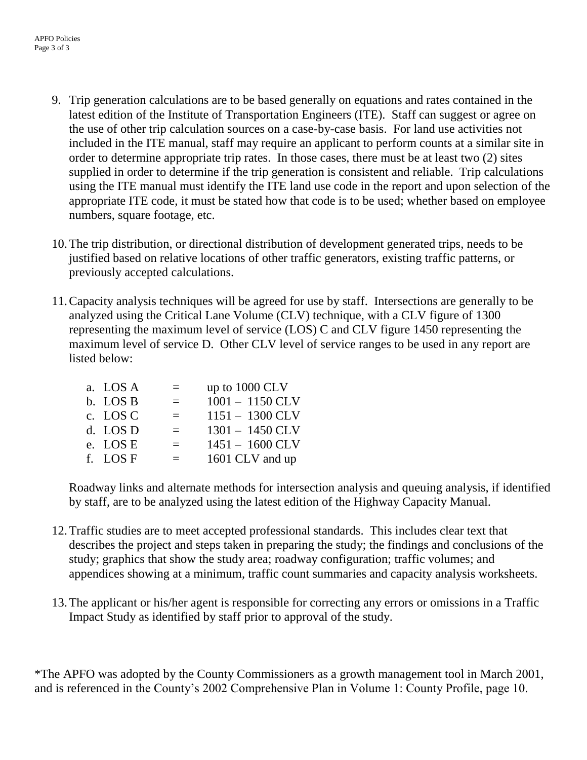9. Trip generation calculations are to be based generally on equations and rates contained in the latest edition of the Institute of Transportation Engineers (ITE). Staff can suggest or agree on the use of other trip calculation sources on a case-by-case basis. For land use activities not included in the ITE manual, staff may require an applicant to perform counts at a similar site in order to determine appropriate trip rates. In those cases, there must be at least two (2) sites supplied in order to determine if the trip generation is consistent and reliable. Trip calculations using the ITE manual must identify the ITE land use code in the report and upon selection of the appropriate ITE code, it must be stated how that code is to be used; whether based on employee numbers, square footage, etc.

10. The trip distribution, or directional distribution of development generated trips, needs to be justified based on relative locations of other traffic generators, existing traffic patterns, or previously accepted calculations.

11. Capacity analysis techniques will be agreed for use by staff. Intersections are generally to be analyzed using the Critical Lane Volume (CLV) technique, with a CLV figure of 1300 representing the maximum level of service (LOS) C and CLV figure 1450 representing the maximum level of service D. Other CLV level of service ranges to be used in any report are listed below:

    a. LOS A = up to 1000 CLV
    b. LOS B = 1001 – 1150 CLV
    c. LOS C = 1151 – 1300 CLV
    d. LOS D = 1301 – 1450 CLV
    e. LOS E = 1451 – 1600 CLV
    f. LOS F = 1601 CLV and up

    Roadway links and alternate methods for intersection analysis and queuing analysis, if identified by staff, are to be analyzed using the latest edition of the Highway Capacity Manual.

12. Traffic studies are to meet accepted professional standards. This includes clear text that describes the project and steps taken in preparing the study; the findings and conclusions of the study; graphics that show the study area; roadway configuration; traffic volumes; and appendices showing at a minimum, traffic count summaries and capacity analysis worksheets.

13. The applicant or his/her agent is responsible for correcting any errors or omissions in a Traffic Impact Study as identified by staff prior to approval of the study.

*The APFO was adopted by the County Commissioners as a growth management tool in March 2001, and is referenced in the County's 2002 Comprehensive Plan in Volume 1: County Profile, page 10.